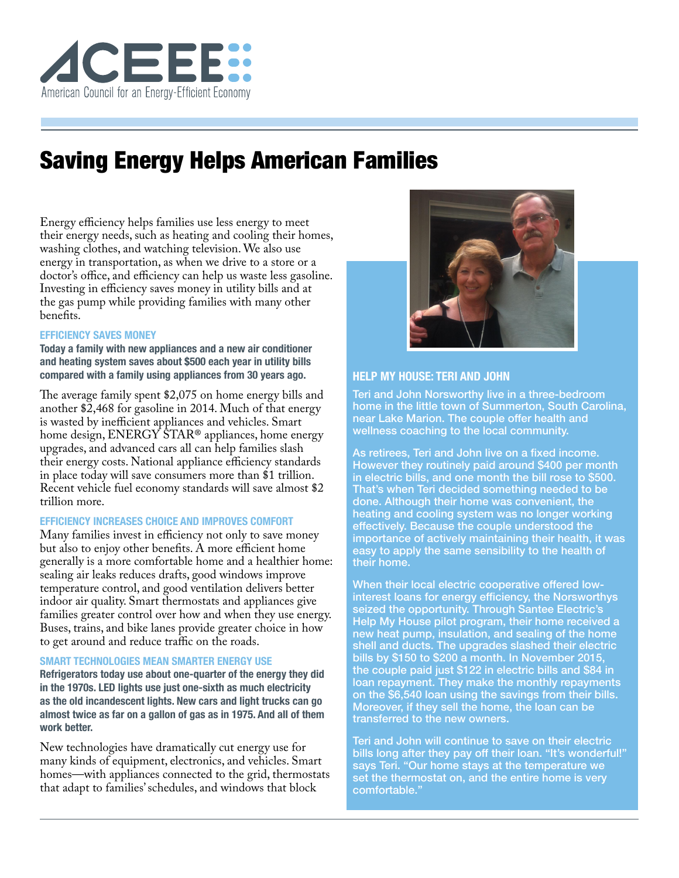ACEEE

American Council for an Energy-Efficient Economy

# Saving Energy Helps American Families

Energy efficiency helps families use less energy to meet their energy needs, such as heating and cooling their homes, washing clothes, and watching television. We also use energy in transportation, as when we drive to a store or a doctor's office, and efficiency can help us waste less gasoline. Investing in efficiency saves money in utility bills and at the gas pump while providing families with many other benefits.

### EFFICIENCY SAVES MONEY

**Today a family with new appliances and a new air conditioner and heating system saves about $500 each year in utility bills compared with a family using appliances from 30 years ago.**

The average family spent $2,075 on home energy bills and another $2,468 for gasoline in 2014. Much of that energy is wasted by inefficient appliances and vehicles. Smart home design, ENERGY STAR® appliances, home energy upgrades, and advanced cars all can help families slash their energy costs. National appliance efficiency standards in place today will save consumers more than $1 trillion. Recent vehicle fuel economy standards will save almost $2 trillion more.

### EFFICIENCY INCREASES CHOICE AND IMPROVES COMFORT

Many families invest in efficiency not only to save money but also to enjoy other benefits. A more efficient home generally is a more comfortable home and a healthier home: sealing air leaks reduces drafts, good windows improve temperature control, and good ventilation delivers better indoor air quality. Smart thermostats and appliances give families greater control over how and when they use energy. Buses, trains, and bike lanes provide greater choice in how to get around and reduce traffic on the roads.

### SMART TECHNOLOGIES MEAN SMARTER ENERGY USE

**Refrigerators today use about one-quarter of the energy they did in the 1970s. LED lights use just one-sixth as much electricity as the old incandescent lights. New cars and light trucks can go almost twice as far on a gallon of gas as in 1975. And all of them work better.**

New technologies have dramatically cut energy use for many kinds of equipment, electronics, and vehicles. Smart homes—with appliances connected to the grid, thermostats that adapt to families' schedules, and windows that block

### HELP MY HOUSE: TERI AND JOHN

Teri and John Norsworthy live in a three-bedroom home in the little town of Summerton, South Carolina, near Lake Marion. The couple offer health and wellness coaching to the local community.

As retirees, Teri and John live on a fixed income. However they routinely paid around $400 per month in electric bills, and one month the bill rose to $500. That's when Teri decided something needed to be done. Although their home was convenient, the heating and cooling system was no longer working effectively. Because the couple understood the importance of actively maintaining their health, it was easy to apply the same sensibility to the health of their home.

When their local electric cooperative offered low-interest loans for energy efficiency, the Norsworthys seized the opportunity. Through Santee Electric's Help My House pilot program, their home received a new heat pump, insulation, and sealing of the home shell and ducts. The upgrades slashed their electric bills by $150 to $200 a month. In November 2015, the couple paid just $122 in electric bills and $84 in loan repayment. They make the monthly repayments on the $6,540 loan using the savings from their bills. Moreover, if they sell the home, the loan can be transferred to the new owners.

Teri and John will continue to save on their electric bills long after they pay off their loan. "It's wonderful!" says Teri. "Our home stays at the temperature we set the thermostat on, and the entire home is very comfortable."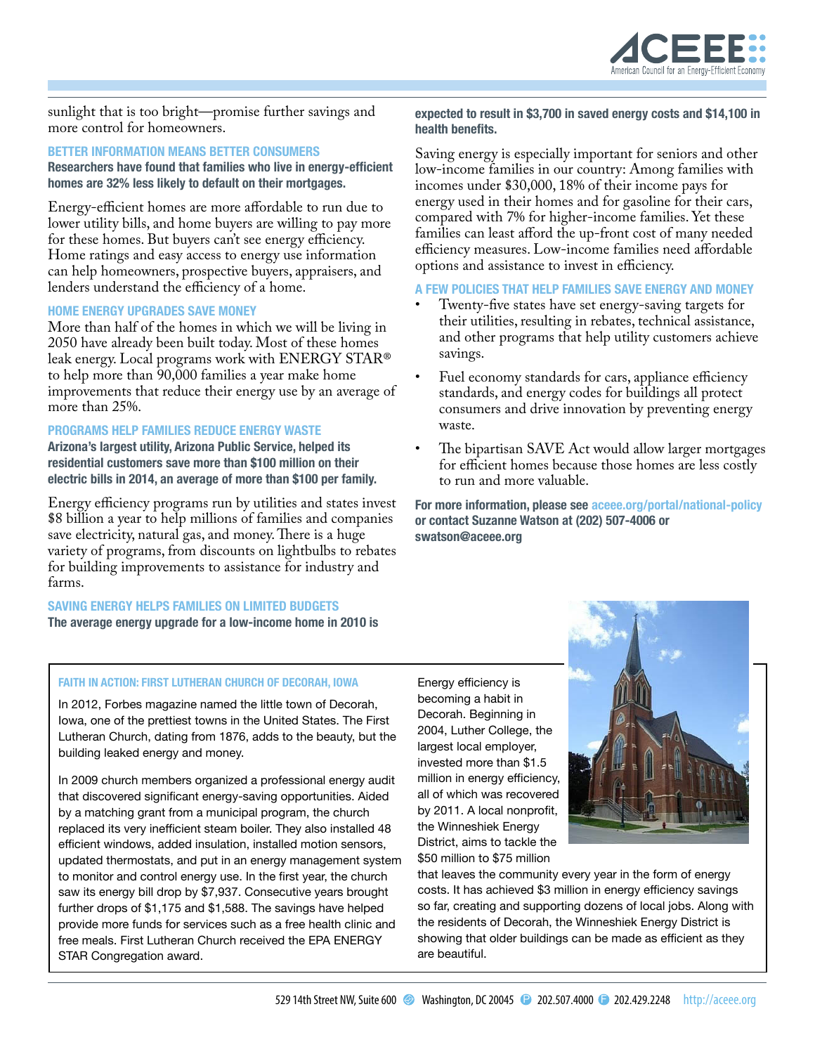sunlight that is too bright—promise further savings and more control for homeowners.

### BETTER INFORMATION MEANS BETTER CONSUMERS

**Researchers have found that families who live in energy-efficient homes are 32% less likely to default on their mortgages.**

Energy-efficient homes are more affordable to run due to lower utility bills, and home buyers are willing to pay more for these homes. But buyers can't see energy efficiency. Home ratings and easy access to energy use information can help homeowners, prospective buyers, appraisers, and lenders understand the efficiency of a home.

### HOME ENERGY UPGRADES SAVE MONEY

More than half of the homes in which we will be living in 2050 have already been built today. Most of these homes leak energy. Local programs work with ENERGY STAR® to help more than 90,000 families a year make home improvements that reduce their energy use by an average of more than 25%.

### PROGRAMS HELP FAMILIES REDUCE ENERGY WASTE

**Arizona's largest utility, Arizona Public Service, helped its residential customers save more than $100 million on their electric bills in 2014, an average of more than $100 per family.**

Energy efficiency programs run by utilities and states invest $8 billion a year to help millions of families and companies save electricity, natural gas, and money. There is a huge variety of programs, from discounts on lightbulbs to rebates for building improvements to assistance for industry and farms.

### SAVING ENERGY HELPS FAMILIES ON LIMITED BUDGETS

**The average energy upgrade for a low-income home in 2010 is expected to result in $3,700 in saved energy costs and $14,100 in health benefits.**

Saving energy is especially important for seniors and other low-income families in our country: Among families with incomes under $30,000, 18% of their income pays for energy used in their homes and for gasoline for their cars, compared with 7% for higher-income families. Yet these families can least afford the up-front cost of many needed efficiency measures. Low-income families need affordable options and assistance to invest in efficiency.

### A FEW POLICIES THAT HELP FAMILIES SAVE ENERGY AND MONEY

- Twenty-five states have set energy-saving targets for their utilities, resulting in rebates, technical assistance, and other programs that help utility customers achieve savings.
- Fuel economy standards for cars, appliance efficiency standards, and energy codes for buildings all protect consumers and drive innovation by preventing energy waste.
- The bipartisan SAVE Act would allow larger mortgages for efficient homes because those homes are less costly to run and more valuable.

**For more information, please see aceee.org/portal/national-policy or contact Suzanne Watson at (202) 507-4006 or swatson@aceee.org**

### FAITH IN ACTION: FIRST LUTHERAN CHURCH OF DECORAH, IOWA

In 2012, Forbes magazine named the little town of Decorah, Iowa, one of the prettiest towns in the United States. The First Lutheran Church, dating from 1876, adds to the beauty, but the building leaked energy and money.

In 2009 church members organized a professional energy audit that discovered significant energy-saving opportunities. Aided by a matching grant from a municipal program, the church replaced its very inefficient steam boiler. They also installed 48 efficient windows, added insulation, installed motion sensors, updated thermostats, and put in an energy management system to monitor and control energy use. In the first year, the church saw its energy bill drop by $7,937. Consecutive years brought further drops of $1,175 and $1,588. The savings have helped provide more funds for services such as a free health clinic and free meals. First Lutheran Church received the EPA ENERGY STAR Congregation award.

Energy efficiency is becoming a habit in Decorah. Beginning in 2004, Luther College, the largest local employer, invested more than $1.5 million in energy efficiency, all of which was recovered by 2011. A local nonprofit, the Winneshiek Energy District, aims to tackle the $50 million to $75 million that leaves the community every year in the form of energy costs. It has achieved $3 million in energy efficiency savings so far, creating and supporting dozens of local jobs. Along with the residents of Decorah, the Winneshiek Energy District is showing that older buildings can be made as efficient as they are beautiful.